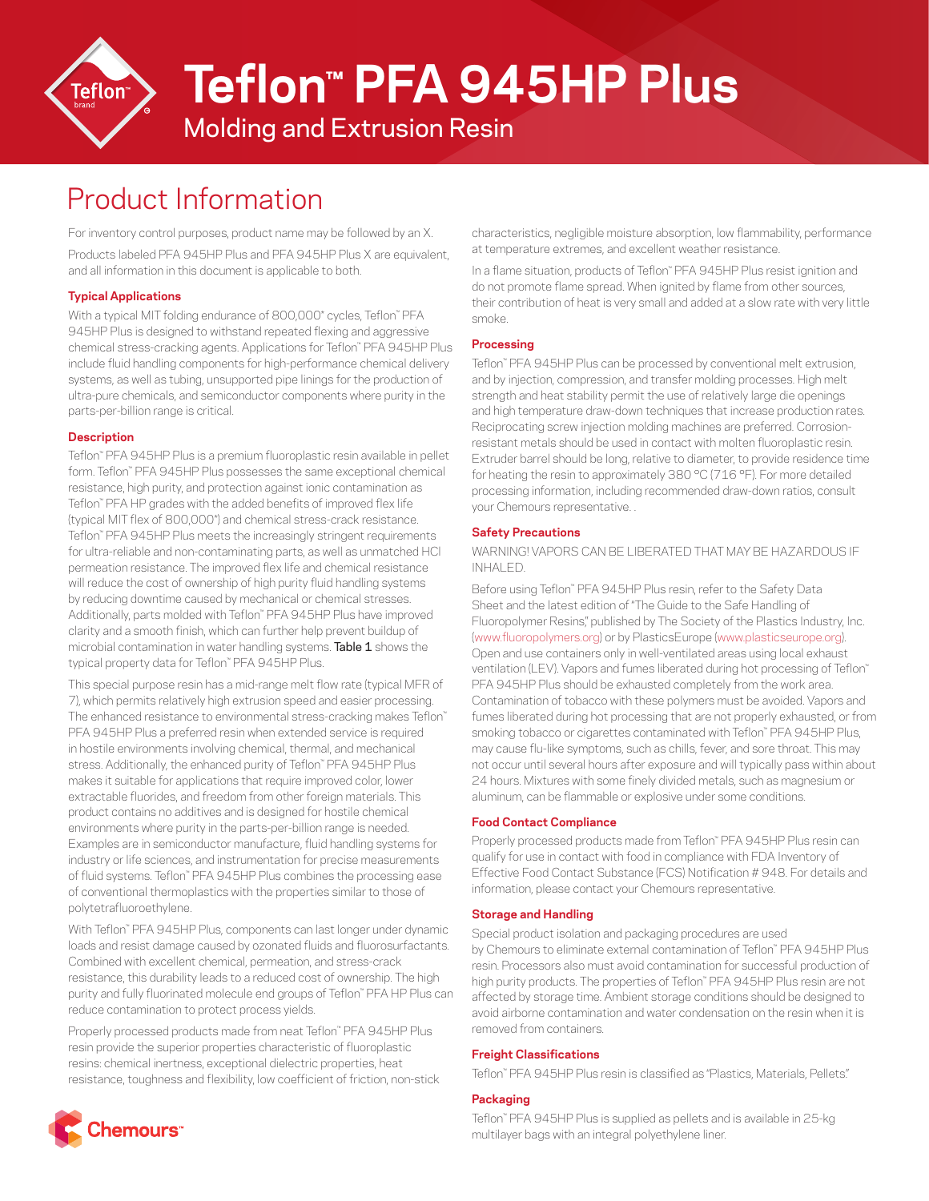# Teflon™ PFA 945HP Plus

## Molding and Extrusion Resin

## Product Information

For inventory control purposes, product name may be followed by an X.

Products labeled PFA 945HP Plus and PFA 945HP Plus X are equivalent, and all information in this document is applicable to both.

### Typical Applications

With a typical MIT folding endurance of 800,000* cycles, Teflon™ PFA 945HP Plus is designed to withstand repeated flexing and aggressive chemical stress-cracking agents. Applications for Teflon™ PFA 945HP Plus include fluid handling components for high-performance chemical delivery systems, as well as tubing, unsupported pipe linings for the production of ultra-pure chemicals, and semiconductor components where purity in the parts-per-billion range is critical.

### Description

Teflon™ PFA 945HP Plus is a premium fluoroplastic resin available in pellet form. Teflon™ PFA 945HP Plus possesses the same exceptional chemical resistance, high purity, and protection against ionic contamination as Teflon™ PFA HP grades with the added benefits of improved flex life (typical MIT flex of 800,000*) and chemical stress-crack resistance. Teflon™ PFA 945HP Plus meets the increasingly stringent requirements for ultra-reliable and non-contaminating parts, as well as unmatched HCl permeation resistance. The improved flex life and chemical resistance will reduce the cost of ownership of high purity fluid handling systems by reducing downtime caused by mechanical or chemical stresses. Additionally, parts molded with Teflon™ PFA 945HP Plus have improved clarity and a smooth finish, which can further help prevent buildup of microbial contamination in water handling systems. **Table 1** shows the typical property data for Teflon™ PFA 945HP Plus.

This special purpose resin has a mid-range melt flow rate (typical MFR of 7), which permits relatively high extrusion speed and easier processing. The enhanced resistance to environmental stress-cracking makes Teflon™ PFA 945HP Plus a preferred resin when extended service is required in hostile environments involving chemical, thermal, and mechanical stress. Additionally, the enhanced purity of Teflon™ PFA 945HP Plus makes it suitable for applications that require improved color, lower extractable fluorides, and freedom from other foreign materials. This product contains no additives and is designed for hostile chemical environments where purity in the parts-per-billion range is needed. Examples are in semiconductor manufacture, fluid handling systems for industry or life sciences, and instrumentation for precise measurements of fluid systems. Teflon™ PFA 945HP Plus combines the processing ease of conventional thermoplastics with the properties similar to those of polytetrafluoroethylene.

With Teflon™ PFA 945HP Plus, components can last longer under dynamic loads and resist damage caused by ozonated fluids and fluorosurfactants. Combined with excellent chemical, permeation, and stress-crack resistance, this durability leads to a reduced cost of ownership. The high purity and fully fluorinated molecule end groups of Teflon™ PFA HP Plus can reduce contamination to protect process yields.

Properly processed products made from neat Teflon™ PFA 945HP Plus resin provide the superior properties characteristic of fluoroplastic resins: chemical inertness, exceptional dielectric properties, heat resistance, toughness and flexibility, low coefficient of friction, non-stick characteristics, negligible moisture absorption, low flammability, performance at temperature extremes, and excellent weather resistance.

In a flame situation, products of Teflon™ PFA 945HP Plus resist ignition and do not promote flame spread. When ignited by flame from other sources, their contribution of heat is very small and added at a slow rate with very little smoke.

### Processing

Teflon™ PFA 945HP Plus can be processed by conventional melt extrusion, and by injection, compression, and transfer molding processes. High melt strength and heat stability permit the use of relatively large die openings and high temperature draw-down techniques that increase production rates. Reciprocating screw injection molding machines are preferred. Corrosion-resistant metals should be used in contact with molten fluoroplastic resin. Extruder barrel should be long, relative to diameter, to provide residence time for heating the resin to approximately 380 °C (716 °F). For more detailed processing information, including recommended draw-down ratios, consult your Chemours representative. .

### Safety Precautions

WARNING! VAPORS CAN BE LIBERATED THAT MAY BE HAZARDOUS IF INHALED.

Before using Teflon™ PFA 945HP Plus resin, refer to the Safety Data Sheet and the latest edition of "The Guide to the Safe Handling of Fluoropolymer Resins," published by The Society of the Plastics Industry, Inc. (www.fluoropolymers.org) or by PlasticsEurope (www.plasticseurope.org). Open and use containers only in well-ventilated areas using local exhaust ventilation (LEV). Vapors and fumes liberated during hot processing of Teflon™ PFA 945HP Plus should be exhausted completely from the work area. Contamination of tobacco with these polymers must be avoided. Vapors and fumes liberated during hot processing that are not properly exhausted, or from smoking tobacco or cigarettes contaminated with Teflon™ PFA 945HP Plus, may cause flu-like symptoms, such as chills, fever, and sore throat. This may not occur until several hours after exposure and will typically pass within about 24 hours. Mixtures with some finely divided metals, such as magnesium or aluminum, can be flammable or explosive under some conditions.

### Food Contact Compliance

Properly processed products made from Teflon™ PFA 945HP Plus resin can qualify for use in contact with food in compliance with FDA Inventory of Effective Food Contact Substance (FCS) Notification # 948. For details and information, please contact your Chemours representative.

### Storage and Handling

Special product isolation and packaging procedures are used by Chemours to eliminate external contamination of Teflon™ PFA 945HP Plus resin. Processors also must avoid contamination for successful production of high purity products. The properties of Teflon™ PFA 945HP Plus resin are not affected by storage time. Ambient storage conditions should be designed to avoid airborne contamination and water condensation on the resin when it is removed from containers.

### Freight Classifications

Teflon™ PFA 945HP Plus resin is classified as "Plastics, Materials, Pellets."

### Packaging

Teflon™ PFA 945HP Plus is supplied as pellets and is available in 25-kg multilayer bags with an integral polyethylene liner.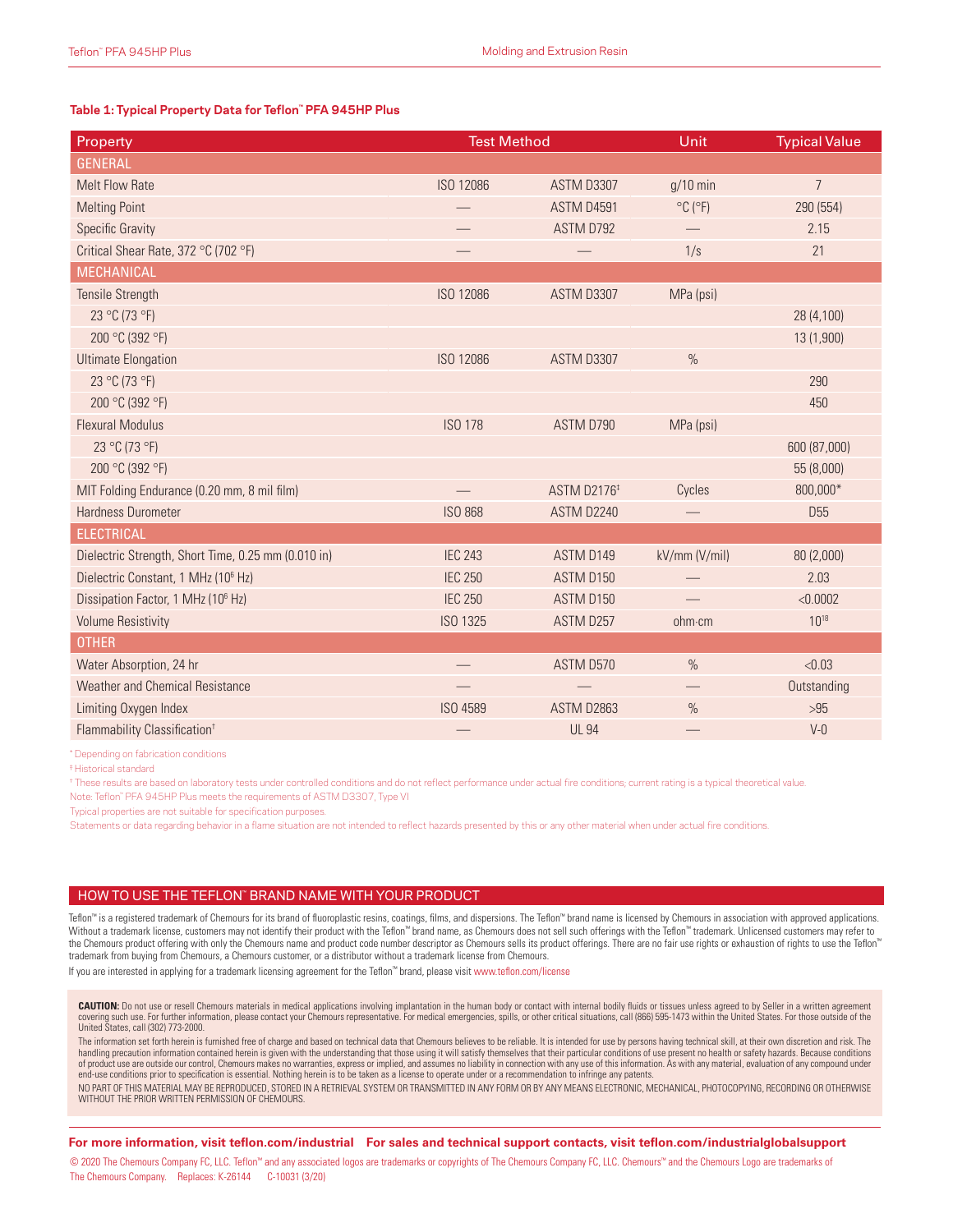**Table 1: Typical Property Data for Teflon™ PFA 945HP Plus**

| Property | Test Method | | Unit | Typical Value |
|---|---|---|---|---|
| GENERAL | | | | |
| Melt Flow Rate | ISO 12086 | ASTM D3307 | g/10 min | 7 |
| Melting Point | — | ASTM D4591 | °C (°F) | 290 (554) |
| Specific Gravity | — | ASTM D792 | — | 2.15 |
| Critical Shear Rate, 372 °C (702 °F) | — | — | 1/s | 21 |
| MECHANICAL | | | | |
| Tensile Strength | ISO 12086 | ASTM D3307 | MPa (psi) | |
| 23 °C (73 °F) | | | | 28 (4,100) |
| 200 °C (392 °F) | | | | 13 (1,900) |
| Ultimate Elongation | ISO 12086 | ASTM D3307 | % | |
| 23 °C (73 °F) | | | | 290 |
| 200 °C (392 °F) | | | | 450 |
| Flexural Modulus | ISO 178 | ASTM D790 | MPa (psi) | |
| 23 °C (73 °F) | | | | 600 (87,000) |
| 200 °C (392 °F) | | | | 55 (8,000) |
| MIT Folding Endurance (0.20 mm, 8 mil film) | — | ASTM D2176† | Cycles | 800,000* |
| Hardness Durometer | ISO 868 | ASTM D2240 | — | D55 |
| ELECTRICAL | | | | |
| Dielectric Strength, Short Time, 0.25 mm (0.010 in) | IEC 243 | ASTM D149 | kV/mm (V/mil) | 80 (2,000) |
| Dielectric Constant, 1 MHz ($10^6$ Hz) | IEC 250 | ASTM D150 | — | 2.03 |
| Dissipation Factor, 1 MHz ($10^6$ Hz) | IEC 250 | ASTM D150 | — | <0.0002 |
| Volume Resistivity | ISO 1325 | ASTM D257 | ohm·cm | $10^{18}$ |
| OTHER | | | | |
| Water Absorption, 24 hr | — | ASTM D570 | % | <0.03 |
| Weather and Chemical Resistance | — | — | — | Outstanding |
| Limiting Oxygen Index | ISO 4589 | ASTM D2863 | % | >95 |
| Flammability Classification† | — | UL 94 | — | V-0 |

\* Depending on fabrication conditions

† Historical standard

† These results are based on laboratory tests under controlled conditions and do not reflect performance under actual fire conditions; current rating is a typical theoretical value.

Note: Teflon™ PFA 945HP Plus meets the requirements of ASTM D3307, Type VI

Typical properties are not suitable for specification purposes.

Statements or data regarding behavior in a flame situation are not intended to reflect hazards presented by this or any other material when under actual fire conditions.

## HOW TO USE THE TEFLON™ BRAND NAME WITH YOUR PRODUCT

Teflon™ is a registered trademark of Chemours for its brand of fluoroplastic resins, coatings, films, and dispersions. The Teflon™ brand name is licensed by Chemours in association with approved applications. Without a trademark license, customers may not identify their product with the Teflon™ brand name, as Chemours does not sell such offerings with the Teflon™ trademark. Unlicensed customers may refer to the Chemours product offering with only the Chemours name and product code number descriptor as Chemours sells its product offerings. There are no fair use rights or exhaustion of rights to use the Teflon™ trademark from buying from Chemours, a Chemours customer, or a distributor without a trademark license from Chemours.

If you are interested in applying for a trademark licensing agreement for the Teflon™ brand, please visit www.teflon.com/license

**CAUTION:** Do not use or resell Chemours materials in medical applications involving implantation in the human body or contact with internal bodily fluids or tissues unless agreed to by Seller in a written agreement covering such use. For further information, please contact your Chemours representative. For medical emergencies, spills, or other critical situations, call (866) 595-1473 within the United States. For those outside of the United States, call (302) 773-2000.

The information set forth herein is furnished free of charge and based on technical data that Chemours believes to be reliable. It is intended for use by persons having technical skill, at their own discretion and risk. The handling precaution information contained herein is given with the understanding that those using it will satisfy themselves that their particular conditions of use present no health or safety hazards. Because conditions of product use are outside our control, Chemours makes no warranties, express or implied, and assumes no liability in connection with any use of this information. As with any material, evaluation of any compound under end-use conditions prior to specification is essential. Nothing herein is to be taken as a license to operate under or a recommendation to infringe any patents.

NO PART OF THIS MATERIAL MAY BE REPRODUCED, STORED IN A RETRIEVAL SYSTEM OR TRANSMITTED IN ANY FORM OR BY ANY MEANS ELECTRONIC, MECHANICAL, PHOTOCOPYING, RECORDING OR OTHERWISE WITHOUT THE PRIOR WRITTEN PERMISSION OF CHEMOURS.

**For more information, visit teflon.com/industrial For sales and technical support contacts, visit teflon.com/industrialglobalsupport**

© 2020 The Chemours Company FC, LLC. Teflon™ and any associated logos are trademarks or copyrights of The Chemours Company FC, LLC. Chemours™ and the Chemours Logo are trademarks of The Chemours Company. Replaces: K-26144 C-10031 (3/20)